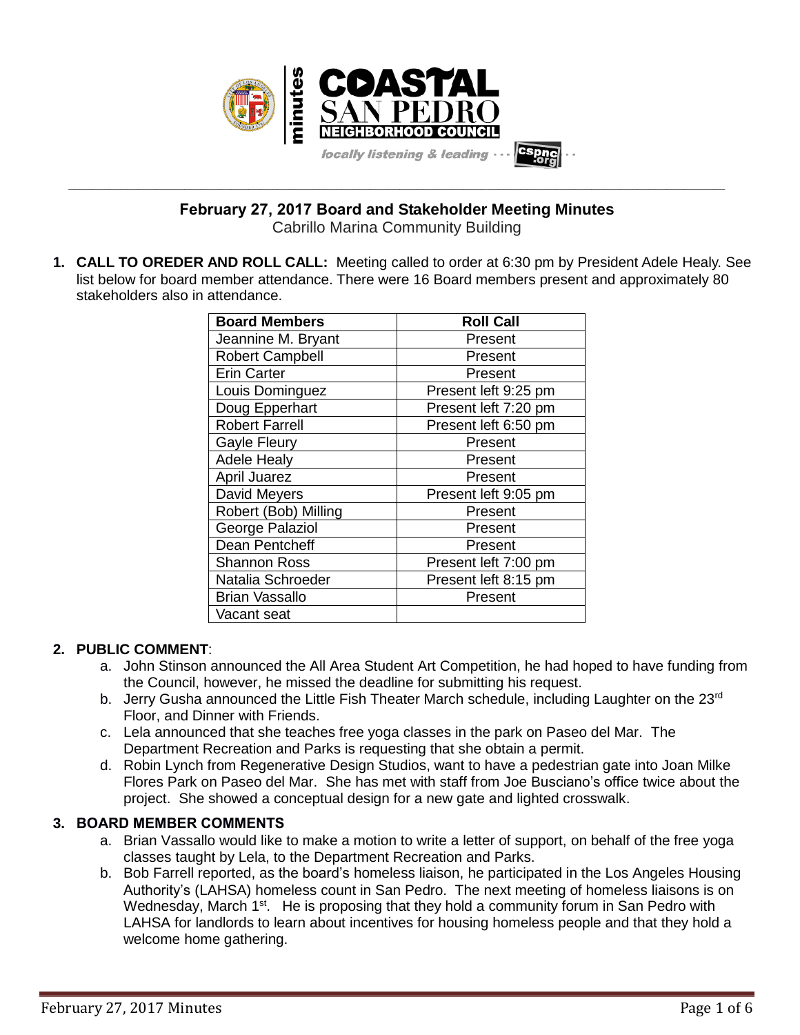**COASTAL SAN PEDRO NEIGHBORHOOD COUNCIL** — minutes

*locally listening & leading ... cspnc.org*

## February 27, 2017 Board and Stakeholder Meeting Minutes

Cabrillo Marina Community Building

1. **CALL TO OREDER AND ROLL CALL:** Meeting called to order at 6:30 pm by President Adele Healy. See list below for board member attendance. There were 16 Board members present and approximately 80 stakeholders also in attendance.

| Board Members | Roll Call |
|---|---|
| Jeannine M. Bryant | Present |
| Robert Campbell | Present |
| Erin Carter | Present |
| Louis Dominguez | Present left 9:25 pm |
| Doug Epperhart | Present left 7:20 pm |
| Robert Farrell | Present left 6:50 pm |
| Gayle Fleury | Present |
| Adele Healy | Present |
| April Juarez | Present |
| David Meyers | Present left 9:05 pm |
| Robert (Bob) Milling | Present |
| George Palaziol | Present |
| Dean Pentcheff | Present |
| Shannon Ross | Present left 7:00 pm |
| Natalia Schroeder | Present left 8:15 pm |
| Brian Vassallo | Present |
| Vacant seat | |

2. **PUBLIC COMMENT**:
   a. John Stinson announced the All Area Student Art Competition, he had hoped to have funding from the Council, however, he missed the deadline for submitting his request.
   b. Jerry Gusha announced the Little Fish Theater March schedule, including Laughter on the 23rd Floor, and Dinner with Friends.
   c. Lela announced that she teaches free yoga classes in the park on Paseo del Mar. The Department Recreation and Parks is requesting that she obtain a permit.
   d. Robin Lynch from Regenerative Design Studios, want to have a pedestrian gate into Joan Milke Flores Park on Paseo del Mar. She has met with staff from Joe Busciano's office twice about the project. She showed a conceptual design for a new gate and lighted crosswalk.

3. **BOARD MEMBER COMMENTS**
   a. Brian Vassallo would like to make a motion to write a letter of support, on behalf of the free yoga classes taught by Lela, to the Department Recreation and Parks.
   b. Bob Farrell reported, as the board's homeless liaison, he participated in the Los Angeles Housing Authority's (LAHSA) homeless count in San Pedro. The next meeting of homeless liaisons is on Wednesday, March 1st. He is proposing that they hold a community forum in San Pedro with LAHSA for landlords to learn about incentives for housing homeless people and that they hold a welcome home gathering.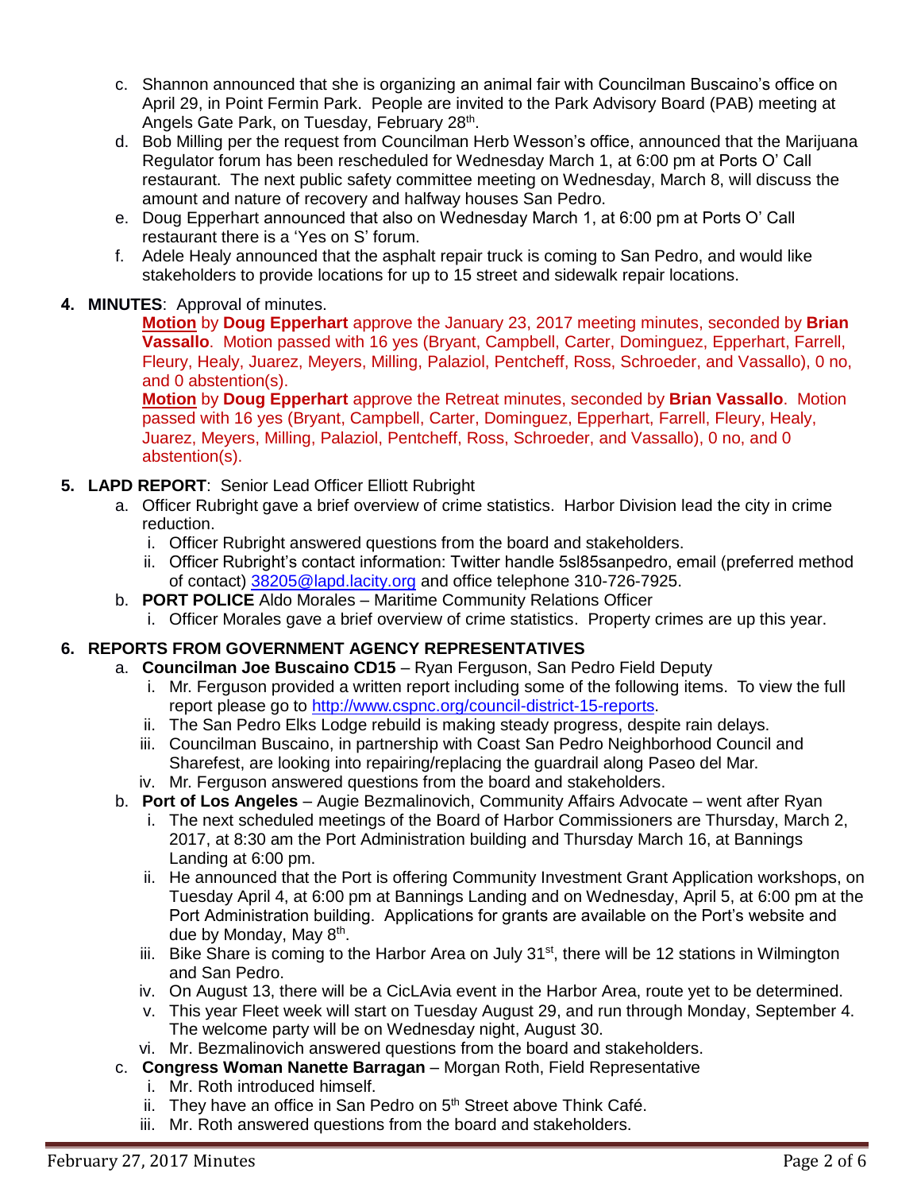c. Shannon announced that she is organizing an animal fair with Councilman Buscaino's office on April 29, in Point Fermin Park. People are invited to the Park Advisory Board (PAB) meeting at Angels Gate Park, on Tuesday, February 28th.
   d. Bob Milling per the request from Councilman Herb Wesson's office, announced that the Marijuana Regulator forum has been rescheduled for Wednesday March 1, at 6:00 pm at Ports O' Call restaurant. The next public safety committee meeting on Wednesday, March 8, will discuss the amount and nature of recovery and halfway houses San Pedro.
   e. Doug Epperhart announced that also on Wednesday March 1, at 6:00 pm at Ports O' Call restaurant there is a 'Yes on S' forum.
   f. Adele Healy announced that the asphalt repair truck is coming to San Pedro, and would like stakeholders to provide locations for up to 15 street and sidewalk repair locations.

4. **MINUTES**: Approval of minutes.

   **Motion** by **Doug Epperhart** approve the January 23, 2017 meeting minutes, seconded by **Brian Vassallo**. Motion passed with 16 yes (Bryant, Campbell, Carter, Dominguez, Epperhart, Farrell, Fleury, Healy, Juarez, Meyers, Milling, Palaziol, Pentcheff, Ross, Schroeder, and Vassallo), 0 no, and 0 abstention(s).

   **Motion** by **Doug Epperhart** approve the Retreat minutes, seconded by **Brian Vassallo**. Motion passed with 16 yes (Bryant, Campbell, Carter, Dominguez, Epperhart, Farrell, Fleury, Healy, Juarez, Meyers, Milling, Palaziol, Pentcheff, Ross, Schroeder, and Vassallo), 0 no, and 0 abstention(s).

5. **LAPD REPORT**: Senior Lead Officer Elliott Rubright
   a. Officer Rubright gave a brief overview of crime statistics. Harbor Division lead the city in crime reduction.
      i. Officer Rubright answered questions from the board and stakeholders.
      ii. Officer Rubright's contact information: Twitter handle 5sl85sanpedro, email (preferred method of contact) 38205@lapd.lacity.org and office telephone 310-726-7925.
   b. **PORT POLICE** Aldo Morales – Maritime Community Relations Officer
      i. Officer Morales gave a brief overview of crime statistics. Property crimes are up this year.

6. **REPORTS FROM GOVERNMENT AGENCY REPRESENTATIVES**
   a. **Councilman Joe Buscaino CD15** – Ryan Ferguson, San Pedro Field Deputy
      i. Mr. Ferguson provided a written report including some of the following items. To view the full report please go to http://www.cspnc.org/council-district-15-reports.
      ii. The San Pedro Elks Lodge rebuild is making steady progress, despite rain delays.
      iii. Councilman Buscaino, in partnership with Coast San Pedro Neighborhood Council and Sharefest, are looking into repairing/replacing the guardrail along Paseo del Mar.
      iv. Mr. Ferguson answered questions from the board and stakeholders.
   b. **Port of Los Angeles** – Augie Bezmalinovich, Community Affairs Advocate – went after Ryan
      i. The next scheduled meetings of the Board of Harbor Commissioners are Thursday, March 2, 2017, at 8:30 am the Port Administration building and Thursday March 16, at Bannings Landing at 6:00 pm.
      ii. He announced that the Port is offering Community Investment Grant Application workshops, on Tuesday April 4, at 6:00 pm at Bannings Landing and on Wednesday, April 5, at 6:00 pm at the Port Administration building. Applications for grants are available on the Port's website and due by Monday, May 8th.
      iii. Bike Share is coming to the Harbor Area on July 31st, there will be 12 stations in Wilmington and San Pedro.
      iv. On August 13, there will be a CicLAvia event in the Harbor Area, route yet to be determined.
      v. This year Fleet week will start on Tuesday August 29, and run through Monday, September 4. The welcome party will be on Wednesday night, August 30.
      vi. Mr. Bezmalinovich answered questions from the board and stakeholders.
   c. **Congress Woman Nanette Barragan** – Morgan Roth, Field Representative
      i. Mr. Roth introduced himself.
      ii. They have an office in San Pedro on 5th Street above Think Café.
      iii. Mr. Roth answered questions from the board and stakeholders.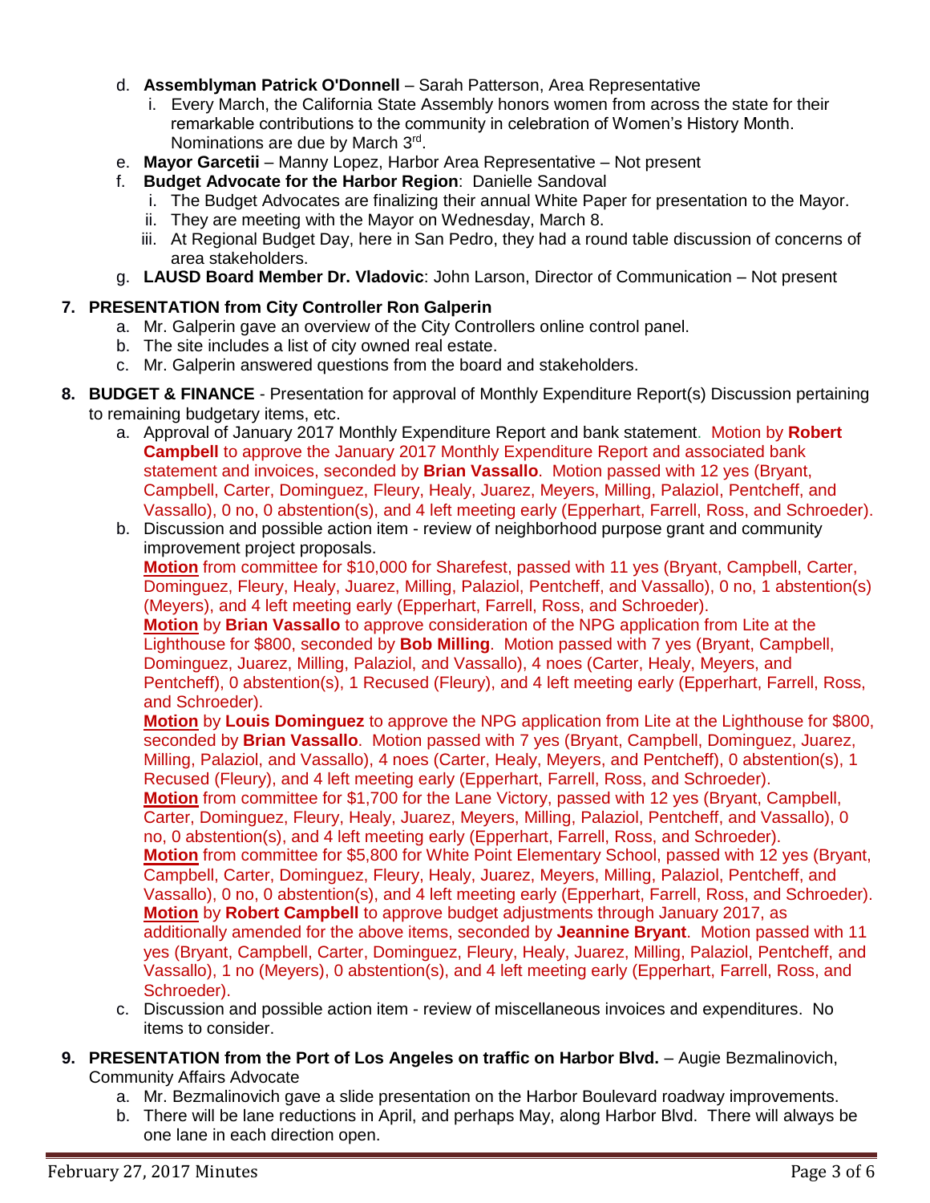d. **Assemblyman Patrick O'Donnell** – Sarah Patterson, Area Representative
   i. Every March, the California State Assembly honors women from across the state for their remarkable contributions to the community in celebration of Women's History Month. Nominations are due by March 3rd.

e. **Mayor Garcetii** – Manny Lopez, Harbor Area Representative – Not present

f. **Budget Advocate for the Harbor Region**: Danielle Sandoval
   i. The Budget Advocates are finalizing their annual White Paper for presentation to the Mayor.
   ii. They are meeting with the Mayor on Wednesday, March 8.
   iii. At Regional Budget Day, here in San Pedro, they had a round table discussion of concerns of area stakeholders.

g. **LAUSD Board Member Dr. Vladovic**: John Larson, Director of Communication – Not present

**7. PRESENTATION from City Controller Ron Galperin**

a. Mr. Galperin gave an overview of the City Controllers online control panel.
b. The site includes a list of city owned real estate.
c. Mr. Galperin answered questions from the board and stakeholders.

**8. BUDGET & FINANCE** - Presentation for approval of Monthly Expenditure Report(s) Discussion pertaining to remaining budgetary items, etc.

a. Approval of January 2017 Monthly Expenditure Report and bank statement. Motion by **Robert Campbell** to approve the January 2017 Monthly Expenditure Report and associated bank statement and invoices, seconded by **Brian Vassallo**. Motion passed with 12 yes (Bryant, Campbell, Carter, Dominguez, Fleury, Healy, Juarez, Meyers, Milling, Palaziol, Pentcheff, and Vassallo), 0 no, 0 abstention(s), and 4 left meeting early (Epperhart, Farrell, Ross, and Schroeder).

b. Discussion and possible action item - review of neighborhood purpose grant and community improvement project proposals.

   **Motion** from committee for $10,000 for Sharefest, passed with 11 yes (Bryant, Campbell, Carter, Dominguez, Fleury, Healy, Juarez, Milling, Palaziol, Pentcheff, and Vassallo), 0 no, 1 abstention(s) (Meyers), and 4 left meeting early (Epperhart, Farrell, Ross, and Schroeder).

   **Motion** by **Brian Vassallo** to approve consideration of the NPG application from Lite at the Lighthouse for $800, seconded by **Bob Milling**. Motion passed with 7 yes (Bryant, Campbell, Dominguez, Juarez, Milling, Palaziol, and Vassallo), 4 noes (Carter, Healy, Meyers, and Pentcheff), 0 abstention(s), 1 Recused (Fleury), and 4 left meeting early (Epperhart, Farrell, Ross, and Schroeder).

   **Motion** by **Louis Dominguez** to approve the NPG application from Lite at the Lighthouse for $800, seconded by **Brian Vassallo**. Motion passed with 7 yes (Bryant, Campbell, Dominguez, Juarez, Milling, Palaziol, and Vassallo), 4 noes (Carter, Healy, Meyers, and Pentcheff), 0 abstention(s), 1 Recused (Fleury), and 4 left meeting early (Epperhart, Farrell, Ross, and Schroeder).

   **Motion** from committee for $1,700 for the Lane Victory, passed with 12 yes (Bryant, Campbell, Carter, Dominguez, Fleury, Healy, Juarez, Meyers, Milling, Palaziol, Pentcheff, and Vassallo), 0 no, 0 abstention(s), and 4 left meeting early (Epperhart, Farrell, Ross, and Schroeder).

   **Motion** from committee for $5,800 for White Point Elementary School, passed with 12 yes (Bryant, Campbell, Carter, Dominguez, Fleury, Healy, Juarez, Meyers, Milling, Palaziol, Pentcheff, and Vassallo), 0 no, 0 abstention(s), and 4 left meeting early (Epperhart, Farrell, Ross, and Schroeder).

   **Motion** by **Robert Campbell** to approve budget adjustments through January 2017, as additionally amended for the above items, seconded by **Jeannine Bryant**. Motion passed with 11 yes (Bryant, Campbell, Carter, Dominguez, Fleury, Healy, Juarez, Milling, Palaziol, Pentcheff, and Vassallo), 1 no (Meyers), 0 abstention(s), and 4 left meeting early (Epperhart, Farrell, Ross, and Schroeder).

c. Discussion and possible action item - review of miscellaneous invoices and expenditures. No items to consider.

**9. PRESENTATION from the Port of Los Angeles on traffic on Harbor Blvd.** – Augie Bezmalinovich, Community Affairs Advocate

a. Mr. Bezmalinovich gave a slide presentation on the Harbor Boulevard roadway improvements.
b. There will be lane reductions in April, and perhaps May, along Harbor Blvd. There will always be one lane in each direction open.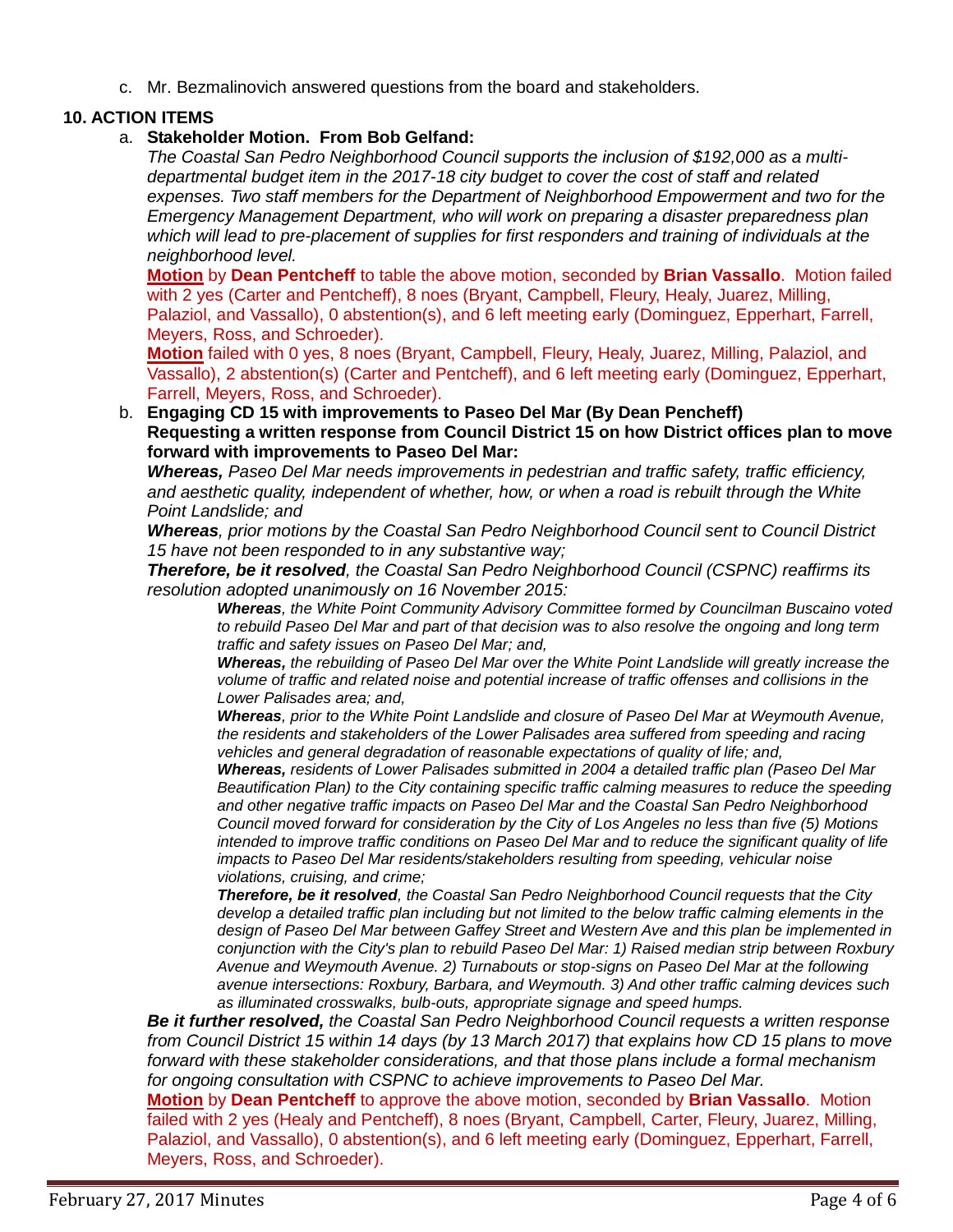c. Mr. Bezmalinovich answered questions from the board and stakeholders.

**10. ACTION ITEMS**

a. **Stakeholder Motion. From Bob Gelfand:**

*The Coastal San Pedro Neighborhood Council supports the inclusion of $192,000 as a multi-departmental budget item in the 2017-18 city budget to cover the cost of staff and related expenses. Two staff members for the Department of Neighborhood Empowerment and two for the Emergency Management Department, who will work on preparing a disaster preparedness plan which will lead to pre-placement of supplies for first responders and training of individuals at the neighborhood level.*

**Motion** by **Dean Pentcheff** to table the above motion, seconded by **Brian Vassallo**. Motion failed with 2 yes (Carter and Pentcheff), 8 noes (Bryant, Campbell, Fleury, Healy, Juarez, Milling, Palaziol, and Vassallo), 0 abstention(s), and 6 left meeting early (Dominguez, Epperhart, Farrell, Meyers, Ross, and Schroeder).

**Motion** failed with 0 yes, 8 noes (Bryant, Campbell, Fleury, Healy, Juarez, Milling, Palaziol, and Vassallo), 2 abstention(s) (Carter and Pentcheff), and 6 left meeting early (Dominguez, Epperhart, Farrell, Meyers, Ross, and Schroeder).

b. **Engaging CD 15 with improvements to Paseo Del Mar (By Dean Pencheff)**
**Requesting a written response from Council District 15 on how District offices plan to move forward with improvements to Paseo Del Mar:**

***Whereas,*** *Paseo Del Mar needs improvements in pedestrian and traffic safety, traffic efficiency, and aesthetic quality, independent of whether, how, or when a road is rebuilt through the White Point Landslide; and*

***Whereas****, prior motions by the Coastal San Pedro Neighborhood Council sent to Council District 15 have not been responded to in any substantive way;*

***Therefore, be it resolved****, the Coastal San Pedro Neighborhood Council (CSPNC) reaffirms its resolution adopted unanimously on 16 November 2015:*

> ***Whereas****, the White Point Community Advisory Committee formed by Councilman Buscaino voted to rebuild Paseo Del Mar and part of that decision was to also resolve the ongoing and long term traffic and safety issues on Paseo Del Mar; and,*
>
> ***Whereas,*** *the rebuilding of Paseo Del Mar over the White Point Landslide will greatly increase the volume of traffic and related noise and potential increase of traffic offenses and collisions in the Lower Palisades area; and,*
>
> ***Whereas****, prior to the White Point Landslide and closure of Paseo Del Mar at Weymouth Avenue, the residents and stakeholders of the Lower Palisades area suffered from speeding and racing vehicles and general degradation of reasonable expectations of quality of life; and,*
>
> ***Whereas,*** *residents of Lower Palisades submitted in 2004 a detailed traffic plan (Paseo Del Mar Beautification Plan) to the City containing specific traffic calming measures to reduce the speeding and other negative traffic impacts on Paseo Del Mar and the Coastal San Pedro Neighborhood Council moved forward for consideration by the City of Los Angeles no less than five (5) Motions intended to improve traffic conditions on Paseo Del Mar and to reduce the significant quality of life impacts to Paseo Del Mar residents/stakeholders resulting from speeding, vehicular noise violations, cruising, and crime;*
>
> ***Therefore, be it resolved****, the Coastal San Pedro Neighborhood Council requests that the City develop a detailed traffic plan including but not limited to the below traffic calming elements in the design of Paseo Del Mar between Gaffey Street and Western Ave and this plan be implemented in conjunction with the City's plan to rebuild Paseo Del Mar: 1) Raised median strip between Roxbury Avenue and Weymouth Avenue. 2) Turnabouts or stop-signs on Paseo Del Mar at the following avenue intersections: Roxbury, Barbara, and Weymouth. 3) And other traffic calming devices such as illuminated crosswalks, bulb-outs, appropriate signage and speed humps.*

***Be it further resolved,*** *the Coastal San Pedro Neighborhood Council requests a written response from Council District 15 within 14 days (by 13 March 2017) that explains how CD 15 plans to move forward with these stakeholder considerations, and that those plans include a formal mechanism for ongoing consultation with CSPNC to achieve improvements to Paseo Del Mar.*

**Motion** by **Dean Pentcheff** to approve the above motion, seconded by **Brian Vassallo**. Motion failed with 2 yes (Healy and Pentcheff), 8 noes (Bryant, Campbell, Carter, Fleury, Juarez, Milling, Palaziol, and Vassallo), 0 abstention(s), and 6 left meeting early (Dominguez, Epperhart, Farrell, Meyers, Ross, and Schroeder).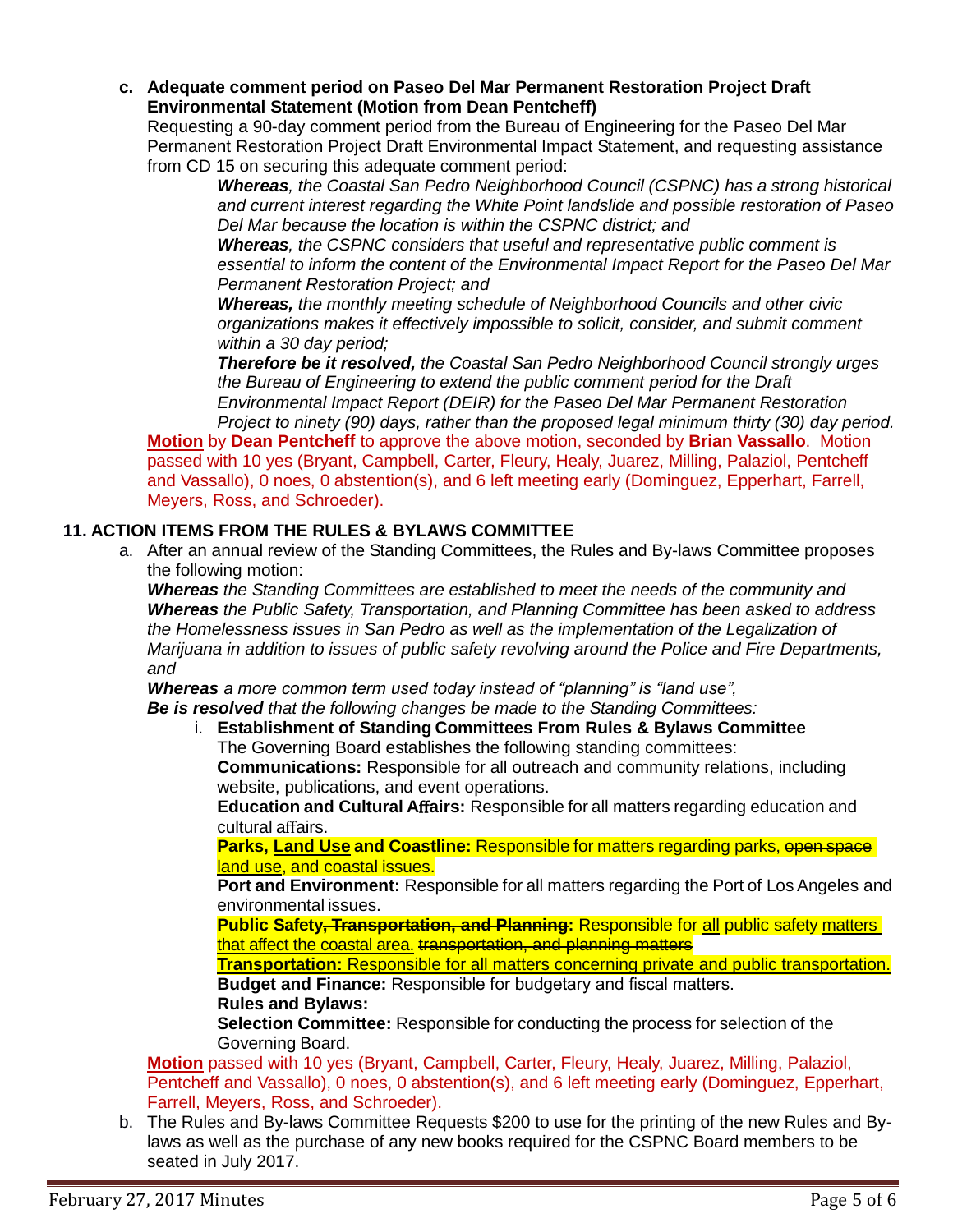c. **Adequate comment period on Paseo Del Mar Permanent Restoration Project Draft Environmental Statement (Motion from Dean Pentcheff)**
   Requesting a 90-day comment period from the Bureau of Engineering for the Paseo Del Mar Permanent Restoration Project Draft Environmental Impact Statement, and requesting assistance from CD 15 on securing this adequate comment period:

   > ***Whereas**, the Coastal San Pedro Neighborhood Council (CSPNC) has a strong historical and current interest regarding the White Point landslide and possible restoration of Paseo Del Mar because the location is within the CSPNC district; and*
   >
   > ***Whereas**, the CSPNC considers that useful and representative public comment is essential to inform the content of the Environmental Impact Report for the Paseo Del Mar Permanent Restoration Project; and*
   >
   > ***Whereas,** the monthly meeting schedule of Neighborhood Councils and other civic organizations makes it effectively impossible to solicit, consider, and submit comment within a 30 day period;*
   >
   > ***Therefore be it resolved,** the Coastal San Pedro Neighborhood Council strongly urges the Bureau of Engineering to extend the public comment period for the Draft Environmental Impact Report (DEIR) for the Paseo Del Mar Permanent Restoration Project to ninety (90) days, rather than the proposed legal minimum thirty (30) day period.*

   <u>**Motion**</u> by **Dean Pentcheff** to approve the above motion, seconded by **Brian Vassallo**. Motion passed with 10 yes (Bryant, Campbell, Carter, Fleury, Healy, Juarez, Milling, Palaziol, Pentcheff and Vassallo), 0 noes, 0 abstention(s), and 6 left meeting early (Dominguez, Epperhart, Farrell, Meyers, Ross, and Schroeder).

## 11. ACTION ITEMS FROM THE RULES & BYLAWS COMMITTEE

a. After an annual review of the Standing Committees, the Rules and By-laws Committee proposes the following motion:
   ***Whereas** the Standing Committees are established to meet the needs of the community and*
   ***Whereas** the Public Safety, Transportation, and Planning Committee has been asked to address the Homelessness issues in San Pedro as well as the implementation of the Legalization of Marijuana in addition to issues of public safety revolving around the Police and Fire Departments, and*
   ***Whereas** a more common term used today instead of "planning" is "land use",*
   ***Be is resolved** that the following changes be made to the Standing Committees:*

   i. **Establishment of Standing Committees From Rules & Bylaws Committee**
      The Governing Board establishes the following standing committees:
      **Communications:** Responsible for all outreach and community relations, including website, publications, and event operations.
      **Education and Cultural Affairs:** Responsible for all matters regarding education and cultural affairs.
      **Parks, <u>Land Use</u> and Coastline:** Responsible for matters regarding parks, ~~open space~~ <u>land use</u>, and coastal issues.
      **Port and Environment:** Responsible for all matters regarding the Port of Los Angeles and environmental issues.
      **Public Safety~~, Transportation, and Planning~~:** Responsible for <u>all</u> public safety <u>matters that affect the coastal area.</u> ~~transportation, and planning matters~~
      <u>**Transportation:** Responsible for all matters concerning private and public transportation.</u>
      **Budget and Finance:** Responsible for budgetary and fiscal matters.
      **Rules and Bylaws:**
      **Selection Committee:** Responsible for conducting the process for selection of the Governing Board.

   <u>**Motion**</u> passed with 10 yes (Bryant, Campbell, Carter, Fleury, Healy, Juarez, Milling, Palaziol, Pentcheff and Vassallo), 0 noes, 0 abstention(s), and 6 left meeting early (Dominguez, Epperhart, Farrell, Meyers, Ross, and Schroeder).

b. The Rules and By-laws Committee Requests $200 to use for the printing of the new Rules and By-laws as well as the purchase of any new books required for the CSPNC Board members to be seated in July 2017.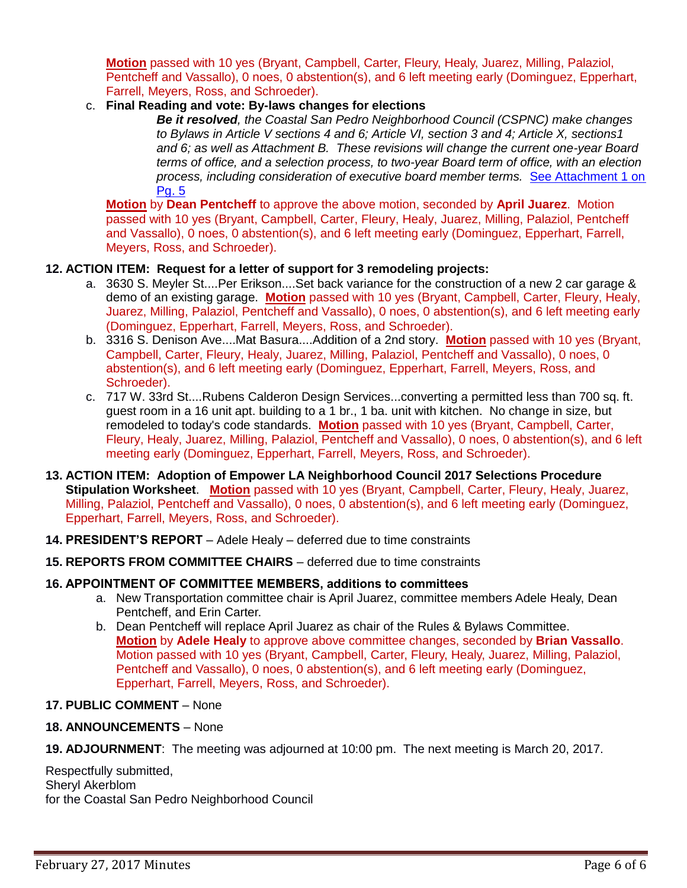**Motion** passed with 10 yes (Bryant, Campbell, Carter, Fleury, Healy, Juarez, Milling, Palaziol, Pentcheff and Vassallo), 0 noes, 0 abstention(s), and 6 left meeting early (Dominguez, Epperhart, Farrell, Meyers, Ross, and Schroeder).

c. **Final Reading and vote: By-laws changes for elections**

*Be it resolved, the Coastal San Pedro Neighborhood Council (CSPNC) make changes to Bylaws in Article V sections 4 and 6; Article VI, section 3 and 4; Article X, sections1 and 6; as well as Attachment B. These revisions will change the current one-year Board terms of office, and a selection process, to two-year Board term of office, with an election process, including consideration of executive board member terms.* See Attachment 1 on Pg. 5

**Motion** by **Dean Pentcheff** to approve the above motion, seconded by **April Juarez**. Motion passed with 10 yes (Bryant, Campbell, Carter, Fleury, Healy, Juarez, Milling, Palaziol, Pentcheff and Vassallo), 0 noes, 0 abstention(s), and 6 left meeting early (Dominguez, Epperhart, Farrell, Meyers, Ross, and Schroeder).

**12. ACTION ITEM: Request for a letter of support for 3 remodeling projects:**

a. 3630 S. Meyler St....Per Erikson....Set back variance for the construction of a new 2 car garage & demo of an existing garage. **Motion** passed with 10 yes (Bryant, Campbell, Carter, Fleury, Healy, Juarez, Milling, Palaziol, Pentcheff and Vassallo), 0 noes, 0 abstention(s), and 6 left meeting early (Dominguez, Epperhart, Farrell, Meyers, Ross, and Schroeder).

b. 3316 S. Denison Ave....Mat Basura....Addition of a 2nd story. **Motion** passed with 10 yes (Bryant, Campbell, Carter, Fleury, Healy, Juarez, Milling, Palaziol, Pentcheff and Vassallo), 0 noes, 0 abstention(s), and 6 left meeting early (Dominguez, Epperhart, Farrell, Meyers, Ross, and Schroeder).

c. 717 W. 33rd St....Rubens Calderon Design Services...converting a permitted less than 700 sq. ft. guest room in a 16 unit apt. building to a 1 br., 1 ba. unit with kitchen. No change in size, but remodeled to today's code standards. **Motion** passed with 10 yes (Bryant, Campbell, Carter, Fleury, Healy, Juarez, Milling, Palaziol, Pentcheff and Vassallo), 0 noes, 0 abstention(s), and 6 left meeting early (Dominguez, Epperhart, Farrell, Meyers, Ross, and Schroeder).

**13. ACTION ITEM: Adoption of Empower LA Neighborhood Council 2017 Selections Procedure Stipulation Worksheet**. **Motion** passed with 10 yes (Bryant, Campbell, Carter, Fleury, Healy, Juarez, Milling, Palaziol, Pentcheff and Vassallo), 0 noes, 0 abstention(s), and 6 left meeting early (Dominguez, Epperhart, Farrell, Meyers, Ross, and Schroeder).

**14. PRESIDENT'S REPORT** – Adele Healy – deferred due to time constraints

**15. REPORTS FROM COMMITTEE CHAIRS** – deferred due to time constraints

**16. APPOINTMENT OF COMMITTEE MEMBERS, additions to committees**

a. New Transportation committee chair is April Juarez, committee members Adele Healy, Dean Pentcheff, and Erin Carter.

b. Dean Pentcheff will replace April Juarez as chair of the Rules & Bylaws Committee. **Motion** by **Adele Healy** to approve above committee changes, seconded by **Brian Vassallo**. Motion passed with 10 yes (Bryant, Campbell, Carter, Fleury, Healy, Juarez, Milling, Palaziol, Pentcheff and Vassallo), 0 noes, 0 abstention(s), and 6 left meeting early (Dominguez, Epperhart, Farrell, Meyers, Ross, and Schroeder).

**17. PUBLIC COMMENT** – None

**18. ANNOUNCEMENTS** – None

**19. ADJOURNMENT**: The meeting was adjourned at 10:00 pm. The next meeting is March 20, 2017.

Respectfully submitted,
Sheryl Akerblom
for the Coastal San Pedro Neighborhood Council